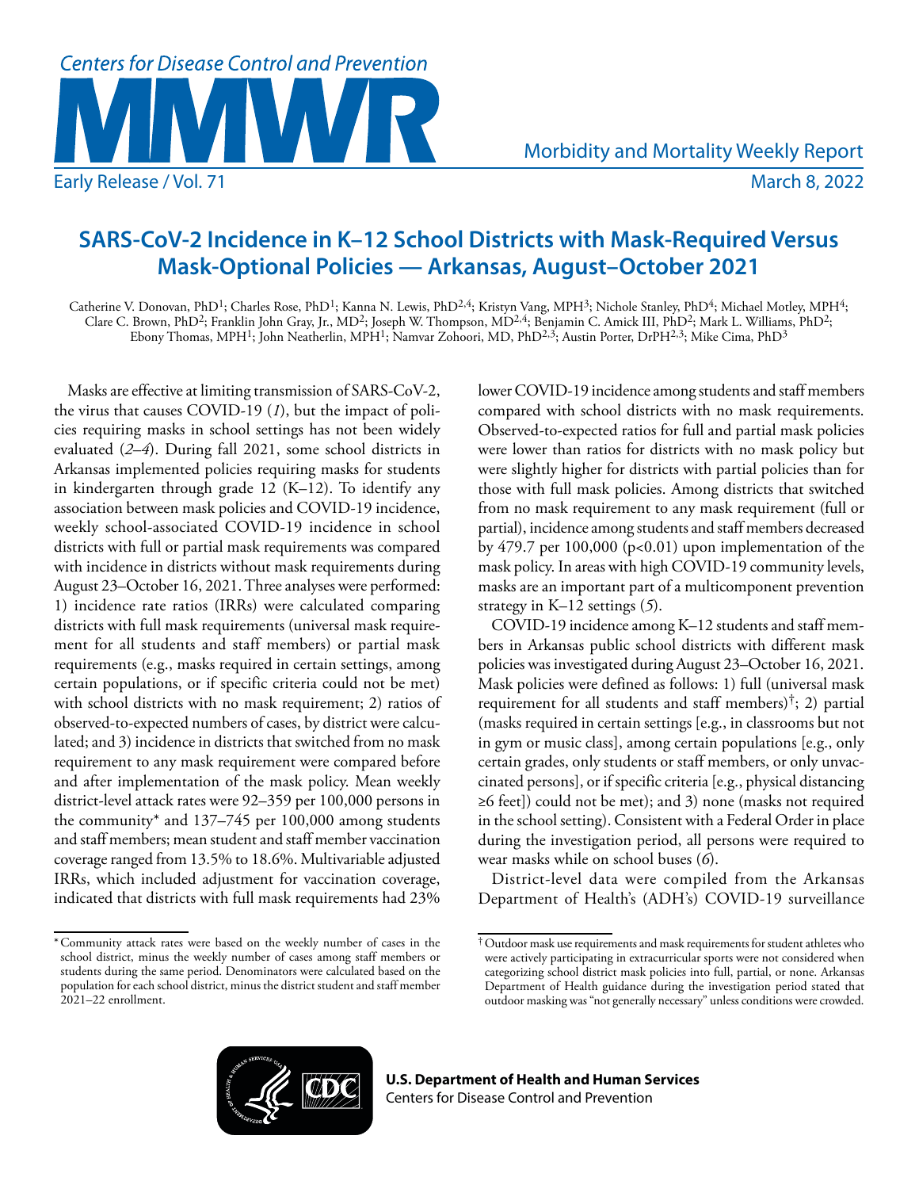# SARS-CoV-2 Incidence in K–12 School Districts with Mask-Required Versus Mask-Optional Policies — Arkansas, August–October 2021

Catherine V. Donovan, PhD[1]; Charles Rose, PhD[1]; Kanna N. Lewis, PhD[2,4]; Kristyn Vang, MPH[3]; Nichole Stanley, PhD[4]; Michael Motley, MPH[4]; Clare C. Brown, PhD[2]; Franklin John Gray, Jr., MD[2]; Joseph W. Thompson, MD[2,4]; Benjamin C. Amick III, PhD[2]; Mark L. Williams, PhD[2]; Ebony Thomas, MPH[1]; John Neatherlin, MPH[1]; Namvar Zohoori, MD, PhD[2,3]; Austin Porter, DrPH[2,3]; Mike Cima, PhD[3]

Masks are effective at limiting transmission of SARS-CoV-2, the virus that causes COVID-19 (*1*), but the impact of policies requiring masks in school settings has not been widely evaluated (*2*–*4*). During fall 2021, some school districts in Arkansas implemented policies requiring masks for students in kindergarten through grade 12 (K–12). To identify any association between mask policies and COVID-19 incidence, weekly school-associated COVID-19 incidence in school districts with full or partial mask requirements was compared with incidence in districts without mask requirements during August 23–October 16, 2021. Three analyses were performed: 1) incidence rate ratios (IRRs) were calculated comparing districts with full mask requirements (universal mask requirement for all students and staff members) or partial mask requirements (e.g., masks required in certain settings, among certain populations, or if specific criteria could not be met) with school districts with no mask requirement; 2) ratios of observed-to-expected numbers of cases, by district were calculated; and 3) incidence in districts that switched from no mask requirement to any mask requirement were compared before and after implementation of the mask policy. Mean weekly district-level attack rates were 92–359 per 100,000 persons in the community* and 137–745 per 100,000 among students and staff members; mean student and staff member vaccination coverage ranged from 13.5% to 18.6%. Multivariable adjusted IRRs, which included adjustment for vaccination coverage, indicated that districts with full mask requirements had 23% lower COVID-19 incidence among students and staff members compared with school districts with no mask requirements. Observed-to-expected ratios for full and partial mask policies were lower than ratios for districts with no mask policy but were slightly higher for districts with partial policies than for those with full mask policies. Among districts that switched from no mask requirement to any mask requirement (full or partial), incidence among students and staff members decreased by 479.7 per 100,000 ($p<0.01$) upon implementation of the mask policy. In areas with high COVID-19 community levels, masks are an important part of a multicomponent prevention strategy in K–12 settings (*5*).

COVID-19 incidence among K–12 students and staff members in Arkansas public school districts with different mask policies was investigated during August 23–October 16, 2021. Mask policies were defined as follows: 1) full (universal mask requirement for all students and staff members)†; 2) partial (masks required in certain settings [e.g., in classrooms but not in gym or music class], among certain populations [e.g., only certain grades, only students or staff members, or only unvaccinated persons], or if specific criteria [e.g., physical distancing ≥6 feet]) could not be met); and 3) none (masks not required in the school setting). Consistent with a Federal Order in place during the investigation period, all persons were required to wear masks while on school buses (*6*).

District-level data were compiled from the Arkansas Department of Health's (ADH's) COVID-19 surveillance

\* Community attack rates were based on the weekly number of cases in the school district, minus the weekly number of cases among staff members or students during the same period. Denominators were calculated based on the population for each school district, minus the district student and staff member 2021–22 enrollment.

† Outdoor mask use requirements and mask requirements for student athletes who were actively participating in extracurricular sports were not considered when categorizing school district mask policies into full, partial, or none. Arkansas Department of Health guidance during the investigation period stated that outdoor masking was "not generally necessary" unless conditions were crowded.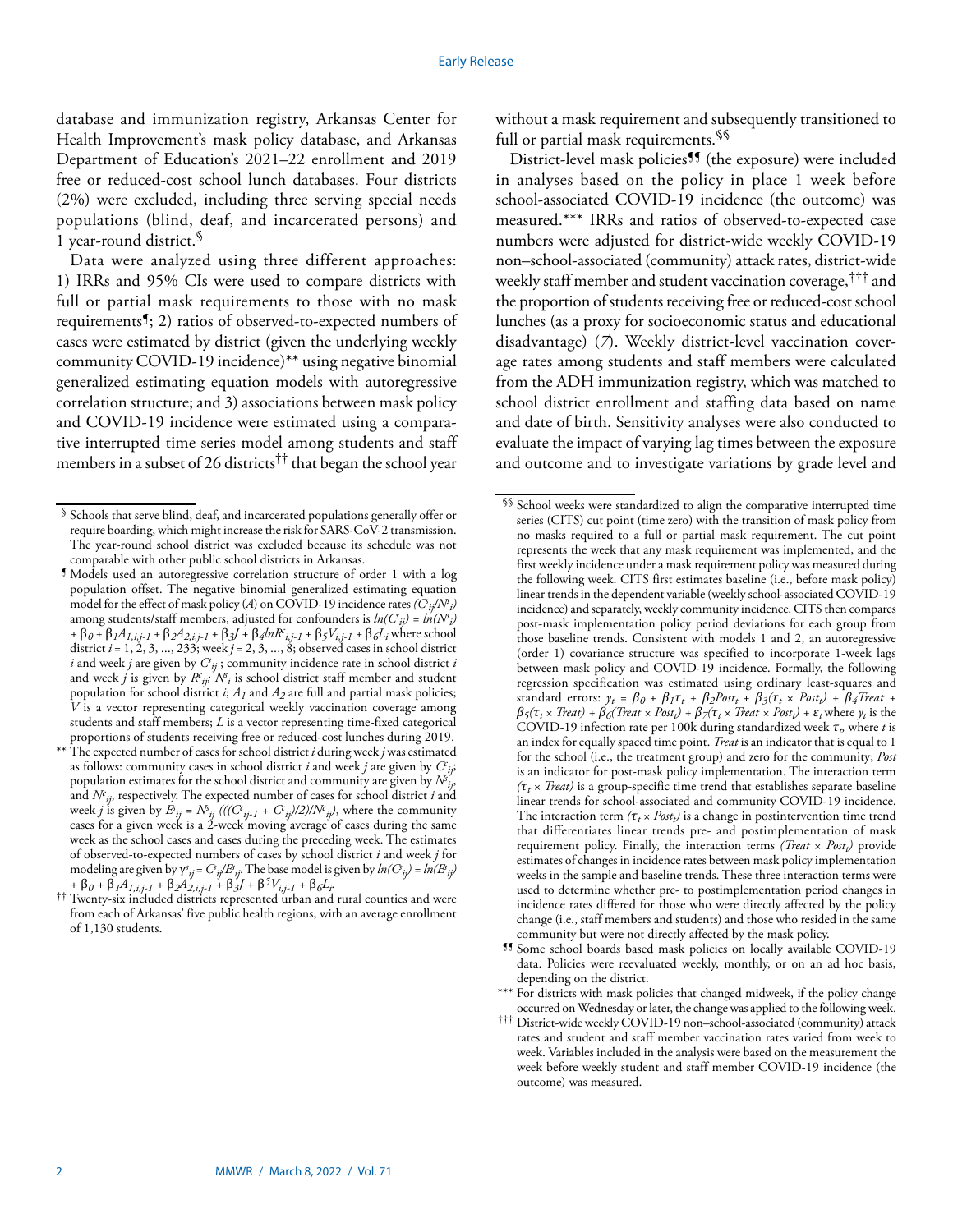database and immunization registry, Arkansas Center for Health Improvement's mask policy database, and Arkansas Department of Education's 2021–22 enrollment and 2019 free or reduced-cost school lunch databases. Four districts (2%) were excluded, including three serving special needs populations (blind, deaf, and incarcerated persons) and 1 year-round district.[§]

Data were analyzed using three different approaches: 1) IRRs and 95% CIs were used to compare districts with full or partial mask requirements to those with no mask requirements[¶]; 2) ratios of observed-to-expected numbers of cases were estimated by district (given the underlying weekly community COVID-19 incidence)[**] using negative binomial generalized estimating equation models with autoregressive correlation structure; and 3) associations between mask policy and COVID-19 incidence were estimated using a comparative interrupted time series model among students and staff members in a subset of 26 districts[††] that began the school year without a mask requirement and subsequently transitioned to full or partial mask requirements.[§§]

District-level mask policies[¶¶] (the exposure) were included in analyses based on the policy in place 1 week before school-associated COVID-19 incidence (the outcome) was measured.[***] IRRs and ratios of observed-to-expected case numbers were adjusted for district-wide weekly COVID-19 non–school-associated (community) attack rates, district-wide weekly staff member and student vaccination coverage,[†††] and the proportion of students receiving free or reduced-cost school lunches (as a proxy for socioeconomic status and educational disadvantage) (7). Weekly district-level vaccination coverage rates among students and staff members were calculated from the ADH immunization registry, which was matched to school district enrollment and staffing data based on name and date of birth. Sensitivity analyses were also conducted to evaluate the impact of varying lag times between the exposure and outcome and to investigate variations by grade level and

---

[§] Schools that serve blind, deaf, and incarcerated populations generally offer or require boarding, which might increase the risk for SARS-CoV-2 transmission. The year-round school district was excluded because its schedule was not comparable with other public school districts in Arkansas.

[¶] Models used an autoregressive correlation structure of order 1 with a log population offset. The negative binomial generalized estimating equation model for the effect of mask policy ($A$) on COVID-19 incidence rates $(C^s_{ij}/N^s_i)$ among students/staff members, adjusted for confounders is $ln(C^s_{ij}) = ln(N^s_i) + \beta_0 + \beta_1 A_{1,i,j-1} + \beta_2 A_{2,i,j-1} + \beta_3 J + \beta_4 lnR^c_{i,j-1} + \beta_5 V_{i,j-1} + \beta_6 L_i$ where school district $i = 1, 2, 3, ..., 233$; week $j = 2, 3, ..., 8$; observed cases in school district $i$ and week $j$ are given by $C^s_{ij}$; community incidence rate in school district $i$ and week $j$ is given by $R^c_{ij}$; $N^s_i$ is school district staff member and student population for school district $i$; $A_1$ and $A_2$ are full and partial mask policies; $V$ is a vector representing categorical weekly vaccination coverage among students and staff members; $L$ is a vector representing time-fixed categorical proportions of students receiving free or reduced-cost lunches during 2019.

[**] The expected number of cases for school district $i$ during week $j$ was estimated as follows: community cases in school district $i$ and week $j$ are given by $C^c_{ij}$; population estimates for the school district and community are given by $N^s_{ij}$, and $N^c_{ij}$, respectively. The expected number of cases for school district $i$ and week $j$ is given by $E^s_{ij} = N^s_{ij} (((C^c_{ij-1} + C^c_{ij})/2)/N^c_{ij})$, where the community cases for a given week is a 2-week moving average of cases during the same week as the school cases and cases during the preceding week. The estimates of observed-to-expected numbers of cases by school district $i$ and week $j$ for modeling are given by $\gamma^s_{ij} = C^s_{ij}/E^s_{ij}$. The base model is given by $ln(C^s_{ij}) = ln(E^s_{ij}) + \beta_0 + \beta_1 A_{1,i,j-1} + \beta_2 A_{2,i,j-1} + \beta_3 J + \beta^5 V_{i,j-1} + \beta_6 L_i$.

[††] Twenty-six included districts represented urban and rural counties and were from each of Arkansas' five public health regions, with an average enrollment of 1,130 students.

[§§] School weeks were standardized to align the comparative interrupted time series (CITS) cut point (time zero) with the transition of mask policy from no masks required to a full or partial mask requirement. The cut point represents the week that any mask requirement was implemented, and the first weekly incidence under a mask requirement policy was measured during the following week. CITS first estimates baseline (i.e., before mask policy) linear trends in the dependent variable (weekly school-associated COVID-19 incidence) and separately, weekly community incidence. CITS then compares post-mask implementation policy period deviations for each group from those baseline trends. Consistent with models 1 and 2, an autoregressive (order 1) covariance structure was specified to incorporate 1-week lags between mask policy and COVID-19 incidence. Formally, the following regression specification was estimated using ordinary least-squares and standard errors: $y_t = \beta_0 + \beta_1 \tau_t + \beta_2 Post_t + \beta_3(\tau_t \times Post_t) + \beta_4 Treat + \beta_5(\tau_t \times Treat) + \beta_6(Treat \times Post_t) + \beta_7(\tau_t \times Treat \times Post_t) + \varepsilon_t$ where $y_t$ is the COVID-19 infection rate per 100k during standardized week $\tau_t$, where $t$ is an index for equally spaced time point. $Treat$ is an indicator that is equal to 1 for the school (i.e., the treatment group) and zero for the community; $Post$ is an indicator for post-mask policy implementation. The interaction term $(\tau_t \times Treat)$ is a group-specific time trend that establishes separate baseline linear trends for school-associated and community COVID-19 incidence. The interaction term $(\tau_t \times Post_t)$ is a change in postintervention time trend that differentiates linear trends pre- and postimplementation of mask requirement policy. Finally, the interaction terms $(Treat \times Post_t)$ provide estimates of changes in incidence rates between mask policy implementation weeks in the sample and baseline trends. These three interaction terms were used to determine whether pre- to postimplementation period changes in incidence rates differed for those who were directly affected by the policy change (i.e., staff members and students) and those who resided in the same community but were not directly affected by the mask policy.

[¶¶] Some school boards based mask policies on locally available COVID-19 data. Policies were reevaluated weekly, monthly, or on an ad hoc basis, depending on the district.

[***] For districts with mask policies that changed midweek, if the policy change occurred on Wednesday or later, the change was applied to the following week.

[†††] District-wide weekly COVID-19 non–school-associated (community) attack rates and student and staff member vaccination rates varied from week to week. Variables included in the analysis were based on the measurement the week before weekly student and staff member COVID-19 incidence (the outcome) was measured.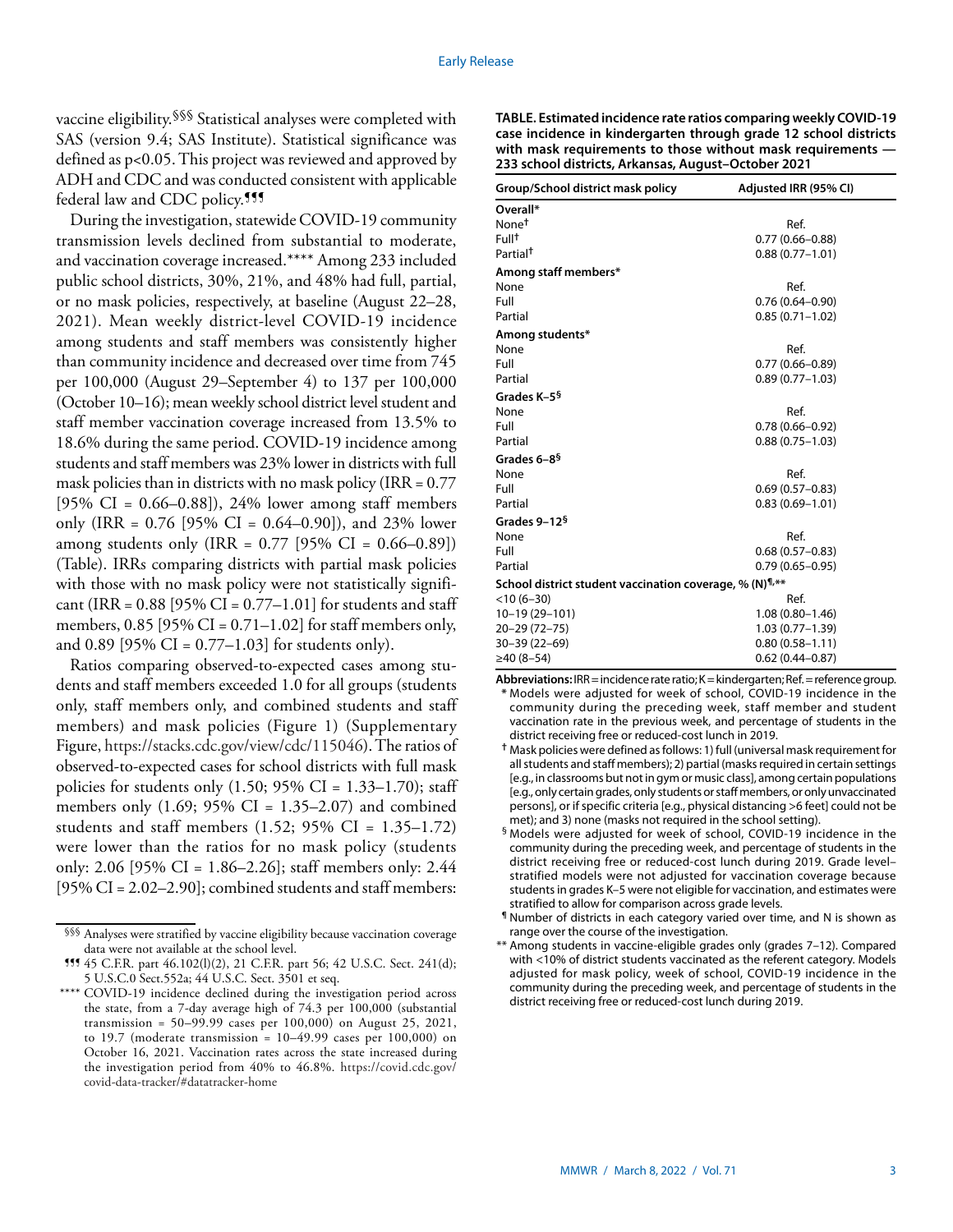vaccine eligibility.[§§§] Statistical analyses were completed with SAS (version 9.4; SAS Institute). Statistical significance was defined as $p<0.05$. This project was reviewed and approved by ADH and CDC and was conducted consistent with applicable federal law and CDC policy.[¶¶¶]

During the investigation, statewide COVID-19 community transmission levels declined from substantial to moderate, and vaccination coverage increased.[****] Among 233 included public school districts, 30%, 21%, and 48% had full, partial, or no mask policies, respectively, at baseline (August 22–28, 2021). Mean weekly district-level COVID-19 incidence among students and staff members was consistently higher than community incidence and decreased over time from 745 per 100,000 (August 29–September 4) to 137 per 100,000 (October 10–16); mean weekly school district level student and staff member vaccination coverage increased from 13.5% to 18.6% during the same period. COVID-19 incidence among students and staff members was 23% lower in districts with full mask policies than in districts with no mask policy (IRR = 0.77 [95% CI = 0.66–0.88]), 24% lower among staff members only (IRR = 0.76 [95% CI = 0.64–0.90]), and 23% lower among students only (IRR = 0.77 [95% CI = 0.66–0.89]) (Table). IRRs comparing districts with partial mask policies with those with no mask policy were not statistically significant (IRR = 0.88 [95% CI = 0.77–1.01] for students and staff members, 0.85 [95% CI = 0.71–1.02] for staff members only, and 0.89 [95% CI = 0.77–1.03] for students only).

Ratios comparing observed-to-expected cases among students and staff members exceeded 1.0 for all groups (students only, staff members only, and combined students and staff members) and mask policies (Figure 1) (Supplementary Figure, https://stacks.cdc.gov/view/cdc/115046). The ratios of observed-to-expected cases for school districts with full mask policies for students only (1.50; 95% CI = 1.33–1.70); staff members only (1.69; 95% CI = 1.35–2.07) and combined students and staff members (1.52; 95% CI = 1.35–1.72) were lower than the ratios for no mask policy (students only: 2.06 [95% CI = 1.86–2.26]; staff members only: 2.44 [95% CI = 2.02–2.90]; combined students and staff members:

**TABLE. Estimated incidence rate ratios comparing weekly COVID-19 case incidence in kindergarten through grade 12 school districts with mask requirements to those without mask requirements — 233 school districts, Arkansas, August–October 2021**

| Group/School district mask policy | Adjusted IRR (95% CI) |
|---|---|
| **Overall*** | |
| None† | Ref. |
| Full† | 0.77 (0.66–0.88) |
| Partial† | 0.88 (0.77–1.01) |
| **Among staff members*** | |
| None | Ref. |
| Full | 0.76 (0.64–0.90) |
| Partial | 0.85 (0.71–1.02) |
| **Among students*** | |
| None | Ref. |
| Full | 0.77 (0.66–0.89) |
| Partial | 0.89 (0.77–1.03) |
| **Grades K–5§** | |
| None | Ref. |
| Full | 0.78 (0.66–0.92) |
| Partial | 0.88 (0.75–1.03) |
| **Grades 6–8§** | |
| None | Ref. |
| Full | 0.69 (0.57–0.83) |
| Partial | 0.83 (0.69–1.01) |
| **Grades 9–12§** | |
| None | Ref. |
| Full | 0.68 (0.57–0.83) |
| Partial | 0.79 (0.65–0.95) |
| **School district student vaccination coverage, % (N)¶,**** | |
| <10 (6–30) | Ref. |
| 10–19 (29–101) | 1.08 (0.80–1.46) |
| 20–29 (72–75) | 1.03 (0.77–1.39) |
| 30–39 (22–69) | 0.80 (0.58–1.11) |
| ≥40 (8–54) | 0.62 (0.44–0.87) |

**Abbreviations:** IRR = incidence rate ratio; K = kindergarten; Ref. = reference group.

\* Models were adjusted for week of school, COVID-19 incidence in the community during the preceding week, staff member and student vaccination rate in the previous week, and percentage of students in the district receiving free or reduced-cost lunch in 2019.

† Mask policies were defined as follows: 1) full (universal mask requirement for all students and staff members); 2) partial (masks required in certain settings [e.g., in classrooms but not in gym or music class], among certain populations [e.g., only certain grades, only students or staff members, or only unvaccinated persons], or if specific criteria [e.g., physical distancing >6 feet] could not be met); and 3) none (masks not required in the school setting).

§ Models were adjusted for week of school, COVID-19 incidence in the community during the preceding week, and percentage of students in the district receiving free or reduced-cost lunch during 2019. Grade level–stratified models were not adjusted for vaccination coverage because students in grades K–5 were not eligible for vaccination, and estimates were stratified to allow for comparison across grade levels.

¶ Number of districts in each category varied over time, and N is shown as range over the course of the investigation.

** Among students in vaccine-eligible grades only (grades 7–12). Compared with <10% of district students vaccinated as the referent category. Models adjusted for mask policy, week of school, COVID-19 incidence in the community during the preceding week, and percentage of students in the district receiving free or reduced-cost lunch during 2019.

§§§ Analyses were stratified by vaccine eligibility because vaccination coverage data were not available at the school level.

¶¶¶ 45 C.F.R. part 46.102(l)(2), 21 C.F.R. part 56; 42 U.S.C. Sect. 241(d); 5 U.S.C.0 Sect.552a; 44 U.S.C. Sect. 3501 et seq.

**** COVID-19 incidence declined during the investigation period across the state, from a 7-day average high of 74.3 per 100,000 (substantial transmission = 50–99.99 cases per 100,000) on August 25, 2021, to 19.7 (moderate transmission = 10–49.99 cases per 100,000) on October 16, 2021. Vaccination rates across the state increased during the investigation period from 40% to 46.8%. https://covid.cdc.gov/covid-data-tracker/#datatracker-home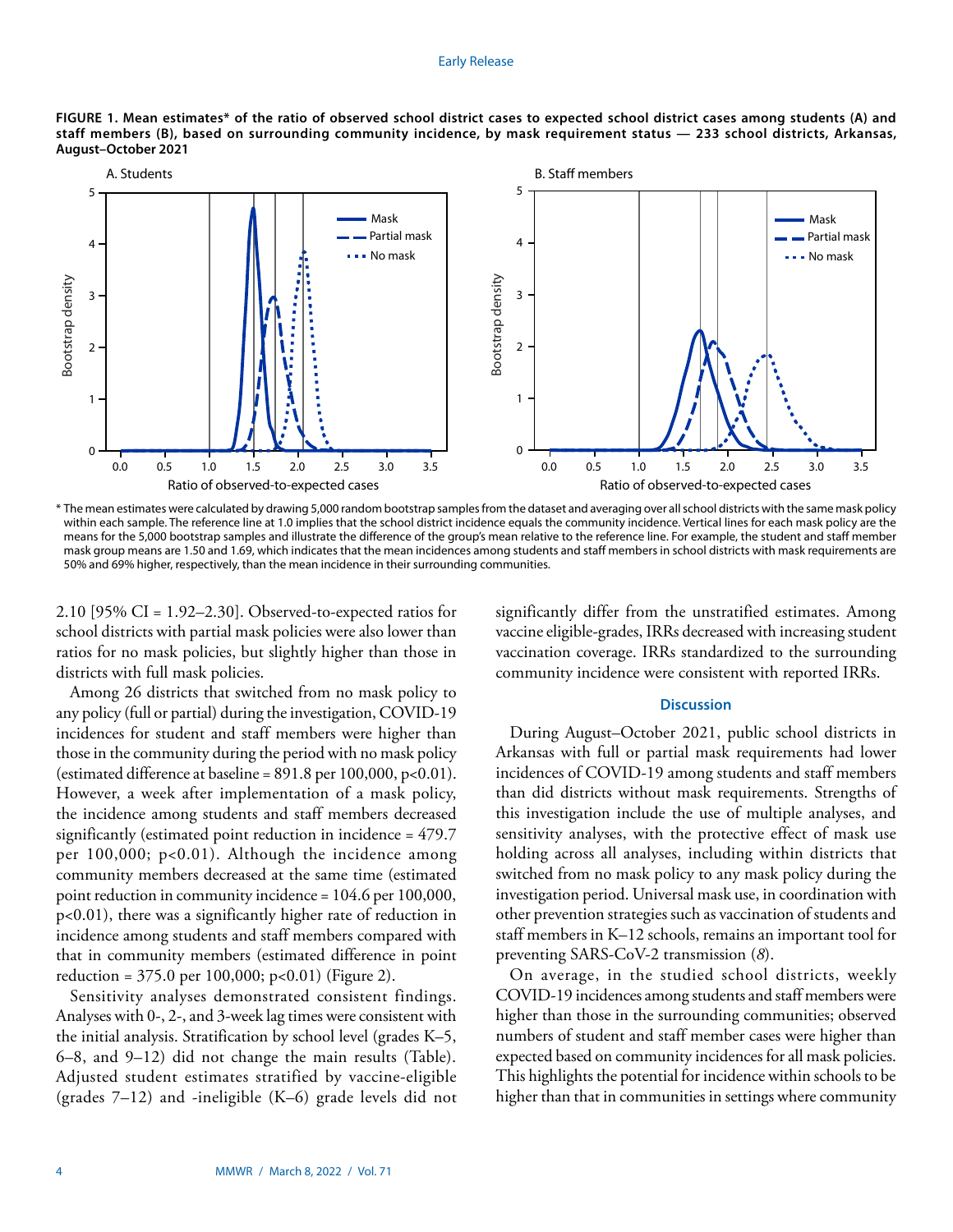**FIGURE 1. Mean estimates* of the ratio of observed school district cases to expected school district cases among students (A) and staff members (B), based on surrounding community incidence, by mask requirement status — 233 school districts, Arkansas, August–October 2021**

\* The mean estimates were calculated by drawing 5,000 random bootstrap samples from the dataset and averaging over all school districts with the same mask policy within each sample. The reference line at 1.0 implies that the school district incidence equals the community incidence. Vertical lines for each mask policy are the means for the 5,000 bootstrap samples and illustrate the difference of the group's mean relative to the reference line. For example, the student and staff member mask group means are 1.50 and 1.69, which indicates that the mean incidences among students and staff members in school districts with mask requirements are 50% and 69% higher, respectively, than the mean incidence in their surrounding communities.

2.10 [95% CI = 1.92–2.30]. Observed-to-expected ratios for school districts with partial mask policies were also lower than ratios for no mask policies, but slightly higher than those in districts with full mask policies.

Among 26 districts that switched from no mask policy to any policy (full or partial) during the investigation, COVID-19 incidences for student and staff members were higher than those in the community during the period with no mask policy (estimated difference at baseline = 891.8 per 100,000, $p<0.01$). However, a week after implementation of a mask policy, the incidence among students and staff members decreased significantly (estimated point reduction in incidence = 479.7 per 100,000; $p<0.01$). Although the incidence among community members decreased at the same time (estimated point reduction in community incidence = 104.6 per 100,000, $p<0.01$), there was a significantly higher rate of reduction in incidence among students and staff members compared with that in community members (estimated difference in point reduction = 375.0 per 100,000; $p<0.01$) (Figure 2).

Sensitivity analyses demonstrated consistent findings. Analyses with 0-, 2-, and 3-week lag times were consistent with the initial analysis. Stratification by school level (grades K–5, 6–8, and 9–12) did not change the main results (Table). Adjusted student estimates stratified by vaccine-eligible (grades 7–12) and -ineligible (K–6) grade levels did not significantly differ from the unstratified estimates. Among vaccine eligible-grades, IRRs decreased with increasing student vaccination coverage. IRRs standardized to the surrounding community incidence were consistent with reported IRRs.

## Discussion

During August–October 2021, public school districts in Arkansas with full or partial mask requirements had lower incidences of COVID-19 among students and staff members than did districts without mask requirements. Strengths of this investigation include the use of multiple analyses, and sensitivity analyses, with the protective effect of mask use holding across all analyses, including within districts that switched from no mask policy to any mask policy during the investigation period. Universal mask use, in coordination with other prevention strategies such as vaccination of students and staff members in K–12 schools, remains an important tool for preventing SARS-CoV-2 transmission (*8*).

On average, in the studied school districts, weekly COVID-19 incidences among students and staff members were higher than those in the surrounding communities; observed numbers of student and staff member cases were higher than expected based on community incidences for all mask policies. This highlights the potential for incidence within schools to be higher than that in communities in settings where community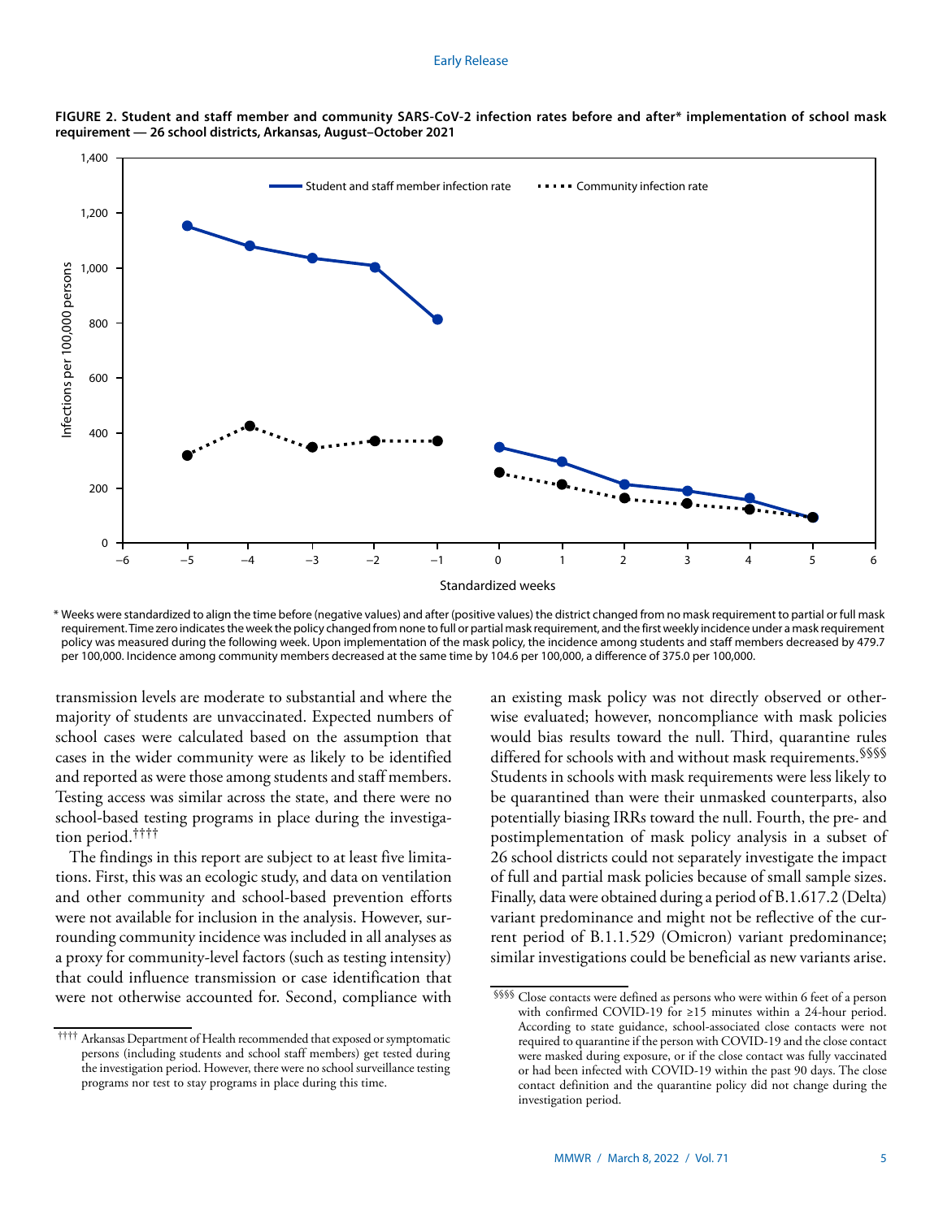**FIGURE 2. Student and staff member and community SARS-CoV-2 infection rates before and after* implementation of school mask requirement — 26 school districts, Arkansas, August–October 2021**

\* Weeks were standardized to align the time before (negative values) and after (positive values) the district changed from no mask requirement to partial or full mask requirement. Time zero indicates the week the policy changed from none to full or partial mask requirement, and the first weekly incidence under a mask requirement policy was measured during the following week. Upon implementation of the mask policy, the incidence among students and staff members decreased by 479.7 per 100,000. Incidence among community members decreased at the same time by 104.6 per 100,000, a difference of 375.0 per 100,000.

transmission levels are moderate to substantial and where the majority of students are unvaccinated. Expected numbers of school cases were calculated based on the assumption that cases in the wider community were as likely to be identified and reported as were those among students and staff members. Testing access was similar across the state, and there were no school-based testing programs in place during the investigation period.[††††]

The findings in this report are subject to at least five limitations. First, this was an ecologic study, and data on ventilation and other community and school-based prevention efforts were not available for inclusion in the analysis. However, surrounding community incidence was included in all analyses as a proxy for community-level factors (such as testing intensity) that could influence transmission or case identification that were not otherwise accounted for. Second, compliance with an existing mask policy was not directly observed or otherwise evaluated; however, noncompliance with mask policies would bias results toward the null. Third, quarantine rules differed for schools with and without mask requirements.[§§§§] Students in schools with mask requirements were less likely to be quarantined than were their unmasked counterparts, also potentially biasing IRRs toward the null. Fourth, the pre- and postimplementation of mask policy analysis in a subset of 26 school districts could not separately investigate the impact of full and partial mask policies because of small sample sizes. Finally, data were obtained during a period of B.1.617.2 (Delta) variant predominance and might not be reflective of the current period of B.1.1.529 (Omicron) variant predominance; similar investigations could be beneficial as new variants arise.

---

[††††] Arkansas Department of Health recommended that exposed or symptomatic persons (including students and school staff members) get tested during the investigation period. However, there were no school surveillance testing programs nor test to stay programs in place during this time.

[§§§§] Close contacts were defined as persons who were within 6 feet of a person with confirmed COVID-19 for ≥15 minutes within a 24-hour period. According to state guidance, school-associated close contacts were not required to quarantine if the person with COVID-19 and the close contact were masked during exposure, or if the close contact was fully vaccinated or had been infected with COVID-19 within the past 90 days. The close contact definition and the quarantine policy did not change during the investigation period.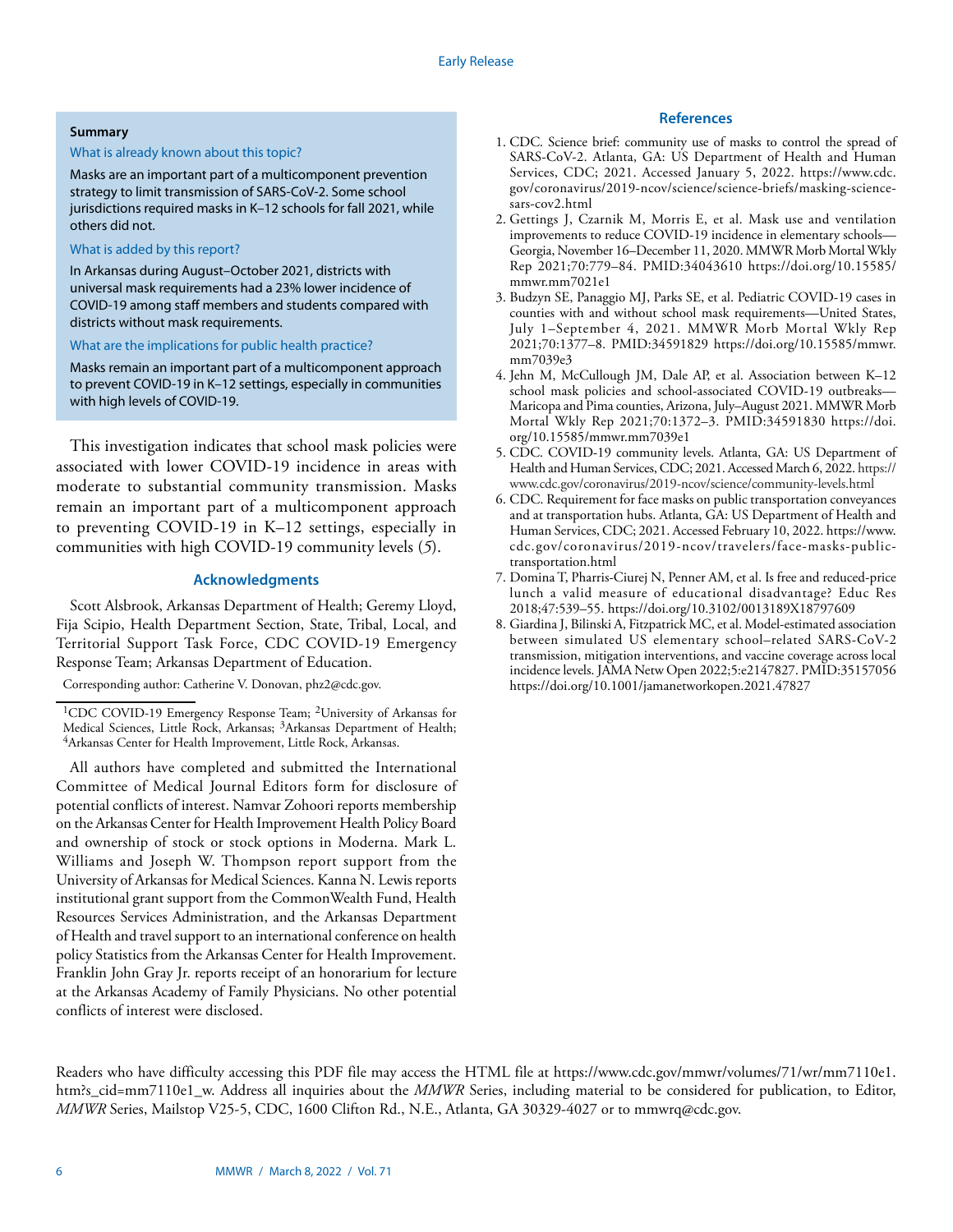**Summary**

What is already known about this topic?

Masks are an important part of a multicomponent prevention strategy to limit transmission of SARS-CoV-2. Some school jurisdictions required masks in K–12 schools for fall 2021, while others did not.

What is added by this report?

In Arkansas during August–October 2021, districts with universal mask requirements had a 23% lower incidence of COVID-19 among staff members and students compared with districts without mask requirements.

What are the implications for public health practice?

Masks remain an important part of a multicomponent approach to prevent COVID-19 in K–12 settings, especially in communities with high levels of COVID-19.

This investigation indicates that school mask policies were associated with lower COVID-19 incidence in areas with moderate to substantial community transmission. Masks remain an important part of a multicomponent approach to preventing COVID-19 in K–12 settings, especially in communities with high COVID-19 community levels (*5*).

## Acknowledgments

Scott Alsbrook, Arkansas Department of Health; Geremy Lloyd, Fija Scipio, Health Department Section, State, Tribal, Local, and Territorial Support Task Force, CDC COVID-19 Emergency Response Team; Arkansas Department of Education.

Corresponding author: Catherine V. Donovan, phz2@cdc.gov.

[1]CDC COVID-19 Emergency Response Team; [2]University of Arkansas for Medical Sciences, Little Rock, Arkansas; [3]Arkansas Department of Health; [4]Arkansas Center for Health Improvement, Little Rock, Arkansas.

All authors have completed and submitted the International Committee of Medical Journal Editors form for disclosure of potential conflicts of interest. Namvar Zohoori reports membership on the Arkansas Center for Health Improvement Health Policy Board and ownership of stock or stock options in Moderna. Mark L. Williams and Joseph W. Thompson report support from the University of Arkansas for Medical Sciences. Kanna N. Lewis reports institutional grant support from the CommonWealth Fund, Health Resources Services Administration, and the Arkansas Department of Health and travel support to an international conference on health policy Statistics from the Arkansas Center for Health Improvement. Franklin John Gray Jr. reports receipt of an honorarium for lecture at the Arkansas Academy of Family Physicians. No other potential conflicts of interest were disclosed.

## References

1. CDC. Science brief: community use of masks to control the spread of SARS-CoV-2. Atlanta, GA: US Department of Health and Human Services, CDC; 2021. Accessed January 5, 2022. https://www.cdc.gov/coronavirus/2019-ncov/science/science-briefs/masking-science-sars-cov2.html
2. Gettings J, Czarnik M, Morris E, et al. Mask use and ventilation improvements to reduce COVID-19 incidence in elementary schools—Georgia, November 16–December 11, 2020. MMWR Morb Mortal Wkly Rep 2021;70:779–84. PMID:34043610 https://doi.org/10.15585/mmwr.mm7021e1
3. Budzyn SE, Panaggio MJ, Parks SE, et al. Pediatric COVID-19 cases in counties with and without school mask requirements—United States, July 1–September 4, 2021. MMWR Morb Mortal Wkly Rep 2021;70:1377–8. PMID:34591829 https://doi.org/10.15585/mmwr.mm7039e3
4. Jehn M, McCullough JM, Dale AP, et al. Association between K–12 school mask policies and school-associated COVID-19 outbreaks—Maricopa and Pima counties, Arizona, July–August 2021. MMWR Morb Mortal Wkly Rep 2021;70:1372–3. PMID:34591830 https://doi.org/10.15585/mmwr.mm7039e1
5. CDC. COVID-19 community levels. Atlanta, GA: US Department of Health and Human Services, CDC; 2021. Accessed March 6, 2022. https://www.cdc.gov/coronavirus/2019-ncov/science/community-levels.html
6. CDC. Requirement for face masks on public transportation conveyances and at transportation hubs. Atlanta, GA: US Department of Health and Human Services, CDC; 2021. Accessed February 10, 2022. https://www.cdc.gov/coronavirus/2019-ncov/travelers/face-masks-public-transportation.html
7. Domina T, Pharris-Ciurej N, Penner AM, et al. Is free and reduced-price lunch a valid measure of educational disadvantage? Educ Res 2018;47:539–55. https://doi.org/10.3102/0013189X18797609
8. Giardina J, Bilinski A, Fitzpatrick MC, et al. Model-estimated association between simulated US elementary school–related SARS-CoV-2 transmission, mitigation interventions, and vaccine coverage across local incidence levels. JAMA Netw Open 2022;5:e2147827. PMID:35157056 https://doi.org/10.1001/jamanetworkopen.2021.47827

Readers who have difficulty accessing this PDF file may access the HTML file at https://www.cdc.gov/mmwr/volumes/71/wr/mm7110e1.htm?s_cid=mm7110e1_w. Address all inquiries about the *MMWR* Series, including material to be considered for publication, to Editor, *MMWR* Series, Mailstop V25-5, CDC, 1600 Clifton Rd., N.E., Atlanta, GA 30329-4027 or to mmwrq@cdc.gov.